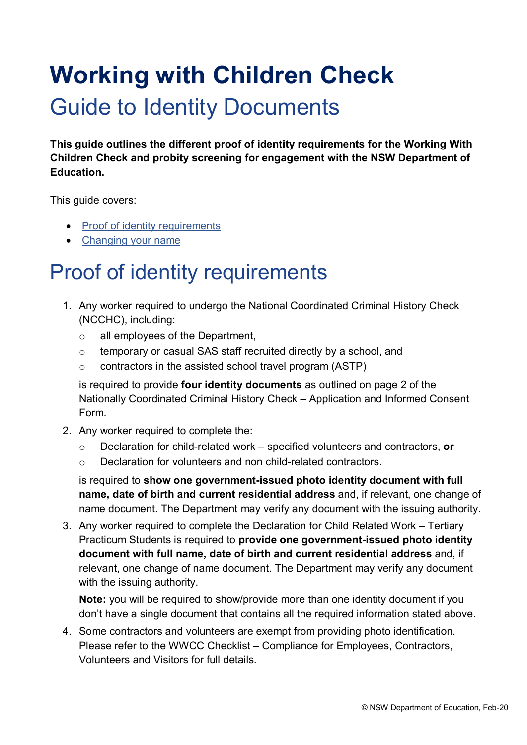# Working with Children Check

## Guide to Identity Documents

**This guide outlines the different proof of identity requirements for the Working With Children Check and probity screening for engagement with the NSW Department of Education.**

This guide covers:

- Proof of identity requirements
- Changing your name

## Proof of identity requirements

1. Any worker required to undergo the National Coordinated Criminal History Check (NCCHC), including:
   - all employees of the Department,
   - temporary or casual SAS staff recruited directly by a school, and
   - contractors in the assisted school travel program (ASTP)

   is required to provide **four identity documents** as outlined on page 2 of the Nationally Coordinated Criminal History Check – Application and Informed Consent Form.

2. Any worker required to complete the:
   - Declaration for child-related work – specified volunteers and contractors, **or**
   - Declaration for volunteers and non child-related contractors.

   is required to **show one government-issued photo identity document with full name, date of birth and current residential address** and, if relevant, one change of name document. The Department may verify any document with the issuing authority.

3. Any worker required to complete the Declaration for Child Related Work – Tertiary Practicum Students is required to **provide one government-issued photo identity document with full name, date of birth and current residential address** and, if relevant, one change of name document. The Department may verify any document with the issuing authority.

   **Note:** you will be required to show/provide more than one identity document if you don't have a single document that contains all the required information stated above.

4. Some contractors and volunteers are exempt from providing photo identification. Please refer to the WWCC Checklist – Compliance for Employees, Contractors, Volunteers and Visitors for full details.

© NSW Department of Education, Feb-20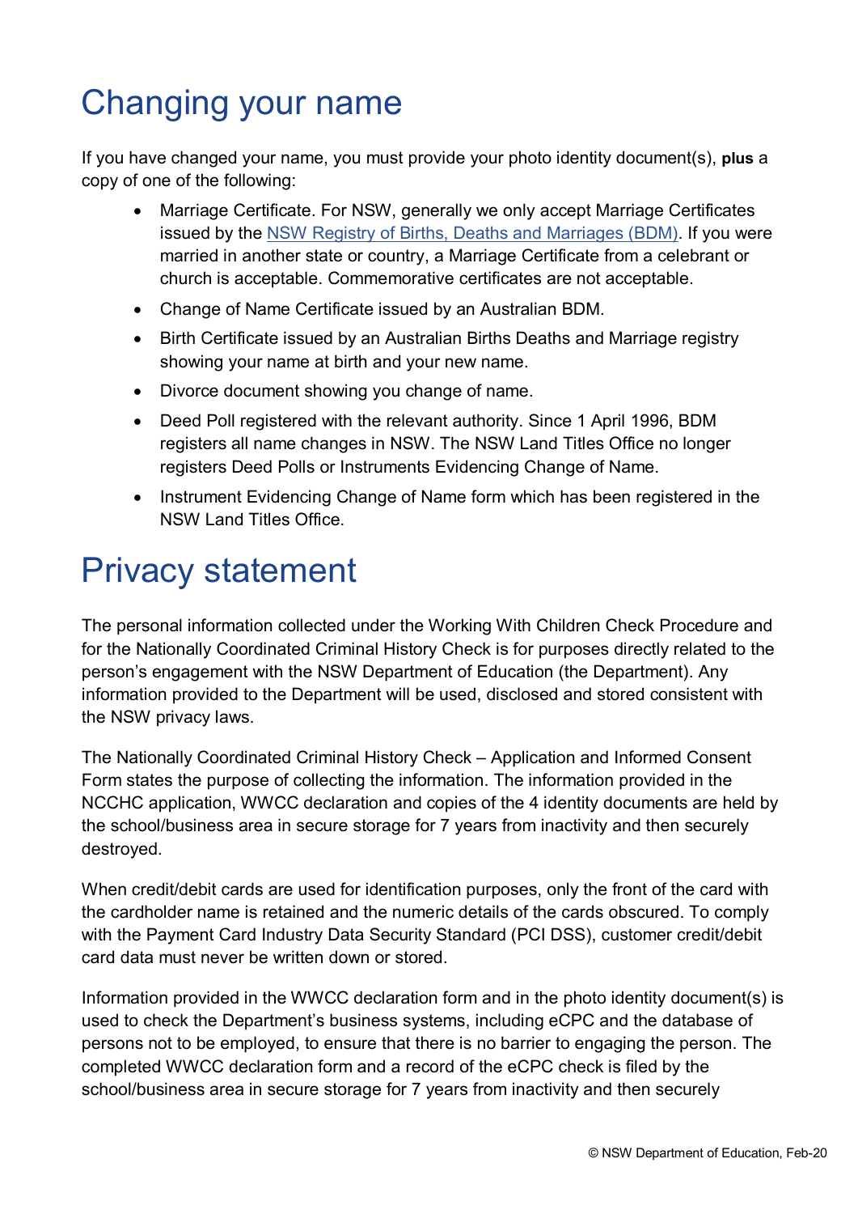# Changing your name

If you have changed your name, you must provide your photo identity document(s), **plus** a copy of one of the following:

- Marriage Certificate. For NSW, generally we only accept Marriage Certificates issued by the NSW Registry of Births, Deaths and Marriages (BDM). If you were married in another state or country, a Marriage Certificate from a celebrant or church is acceptable. Commemorative certificates are not acceptable.
- Change of Name Certificate issued by an Australian BDM.
- Birth Certificate issued by an Australian Births Deaths and Marriage registry showing your name at birth and your new name.
- Divorce document showing you change of name.
- Deed Poll registered with the relevant authority. Since 1 April 1996, BDM registers all name changes in NSW. The NSW Land Titles Office no longer registers Deed Polls or Instruments Evidencing Change of Name.
- Instrument Evidencing Change of Name form which has been registered in the NSW Land Titles Office.

# Privacy statement

The personal information collected under the Working With Children Check Procedure and for the Nationally Coordinated Criminal History Check is for purposes directly related to the person's engagement with the NSW Department of Education (the Department). Any information provided to the Department will be used, disclosed and stored consistent with the NSW privacy laws.

The Nationally Coordinated Criminal History Check – Application and Informed Consent Form states the purpose of collecting the information. The information provided in the NCCHC application, WWCC declaration and copies of the 4 identity documents are held by the school/business area in secure storage for 7 years from inactivity and then securely destroyed.

When credit/debit cards are used for identification purposes, only the front of the card with the cardholder name is retained and the numeric details of the cards obscured. To comply with the Payment Card Industry Data Security Standard (PCI DSS), customer credit/debit card data must never be written down or stored.

Information provided in the WWCC declaration form and in the photo identity document(s) is used to check the Department's business systems, including eCPC and the database of persons not to be employed, to ensure that there is no barrier to engaging the person. The completed WWCC declaration form and a record of the eCPC check is filed by the school/business area in secure storage for 7 years from inactivity and then securely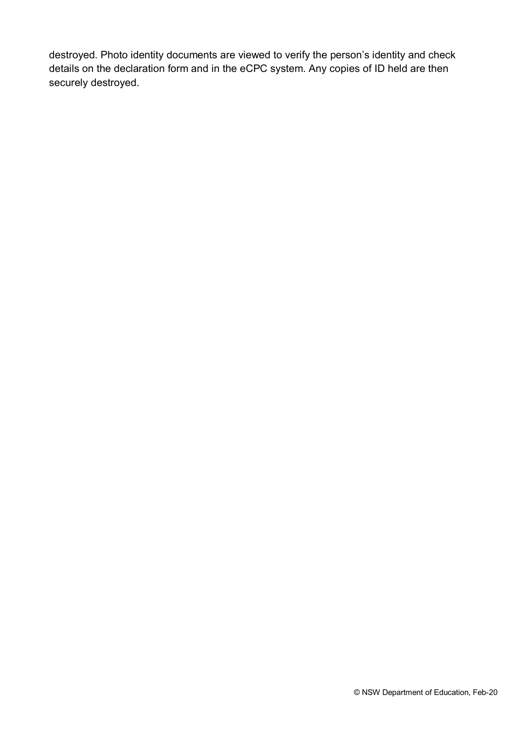destroyed. Photo identity documents are viewed to verify the person's identity and check details on the declaration form and in the eCPC system. Any copies of ID held are then securely destroyed.